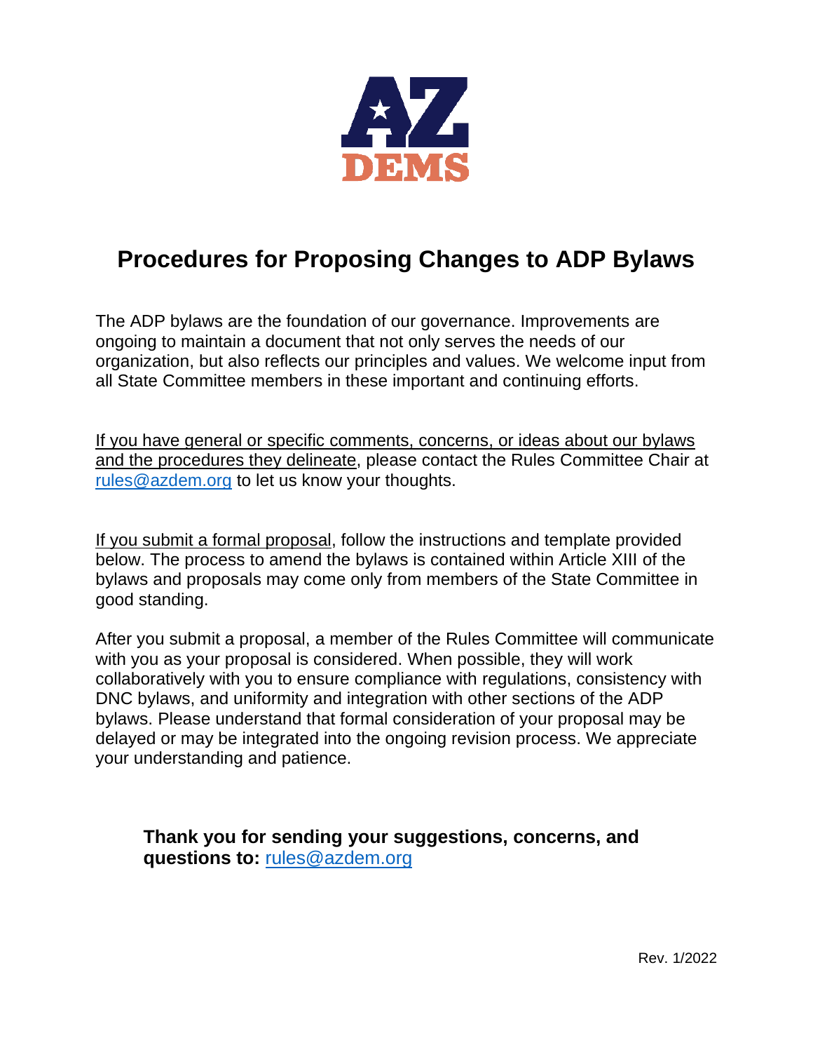AZ DEMS

# Procedures for Proposing Changes to ADP Bylaws

The ADP bylaws are the foundation of our governance. Improvements are ongoing to maintain a document that not only serves the needs of our organization, but also reflects our principles and values. We welcome input from all State Committee members in these important and continuing efforts.

If you have general or specific comments, concerns, or ideas about our bylaws and the procedures they delineate, please contact the Rules Committee Chair at rules@azdem.org to let us know your thoughts.

If you submit a formal proposal, follow the instructions and template provided below. The process to amend the bylaws is contained within Article XIII of the bylaws and proposals may come only from members of the State Committee in good standing.

After you submit a proposal, a member of the Rules Committee will communicate with you as your proposal is considered. When possible, they will work collaboratively with you to ensure compliance with regulations, consistency with DNC bylaws, and uniformity and integration with other sections of the ADP bylaws. Please understand that formal consideration of your proposal may be delayed or may be integrated into the ongoing revision process. We appreciate your understanding and patience.

**Thank you for sending your suggestions, concerns, and questions to:** rules@azdem.org

Rev. 1/2022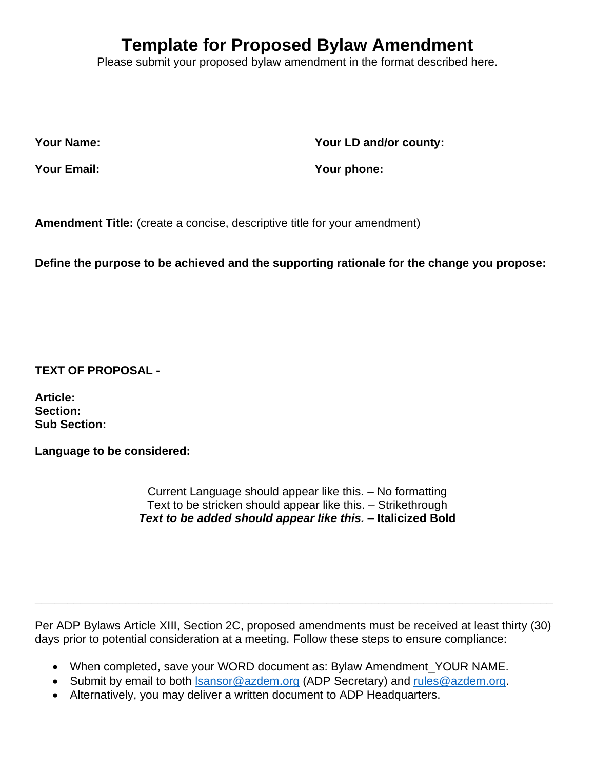# Template for Proposed Bylaw Amendment

Please submit your proposed bylaw amendment in the format described here.

**Your Name:**

**Your LD and/or county:**

**Your Email:**

**Your phone:**

**Amendment Title:** (create a concise, descriptive title for your amendment)

**Define the purpose to be achieved and the supporting rationale for the change you propose:**

**TEXT OF PROPOSAL -**

**Article:**
**Section:**
**Sub Section:**

**Language to be considered:**

Current Language should appear like this. – No formatting
~~Text to be stricken should appear like this.~~ – Strikethrough
***Text to be added should appear like this.*** **– Italicized Bold**

---

Per ADP Bylaws Article XIII, Section 2C, proposed amendments must be received at least thirty (30) days prior to potential consideration at a meeting. Follow these steps to ensure compliance:

- When completed, save your WORD document as: Bylaw Amendment_YOUR NAME.
- Submit by email to both [lsansor@azdem.org](mailto:lsansor@azdem.org) (ADP Secretary) and [rules@azdem.org](mailto:rules@azdem.org).
- Alternatively, you may deliver a written document to ADP Headquarters.